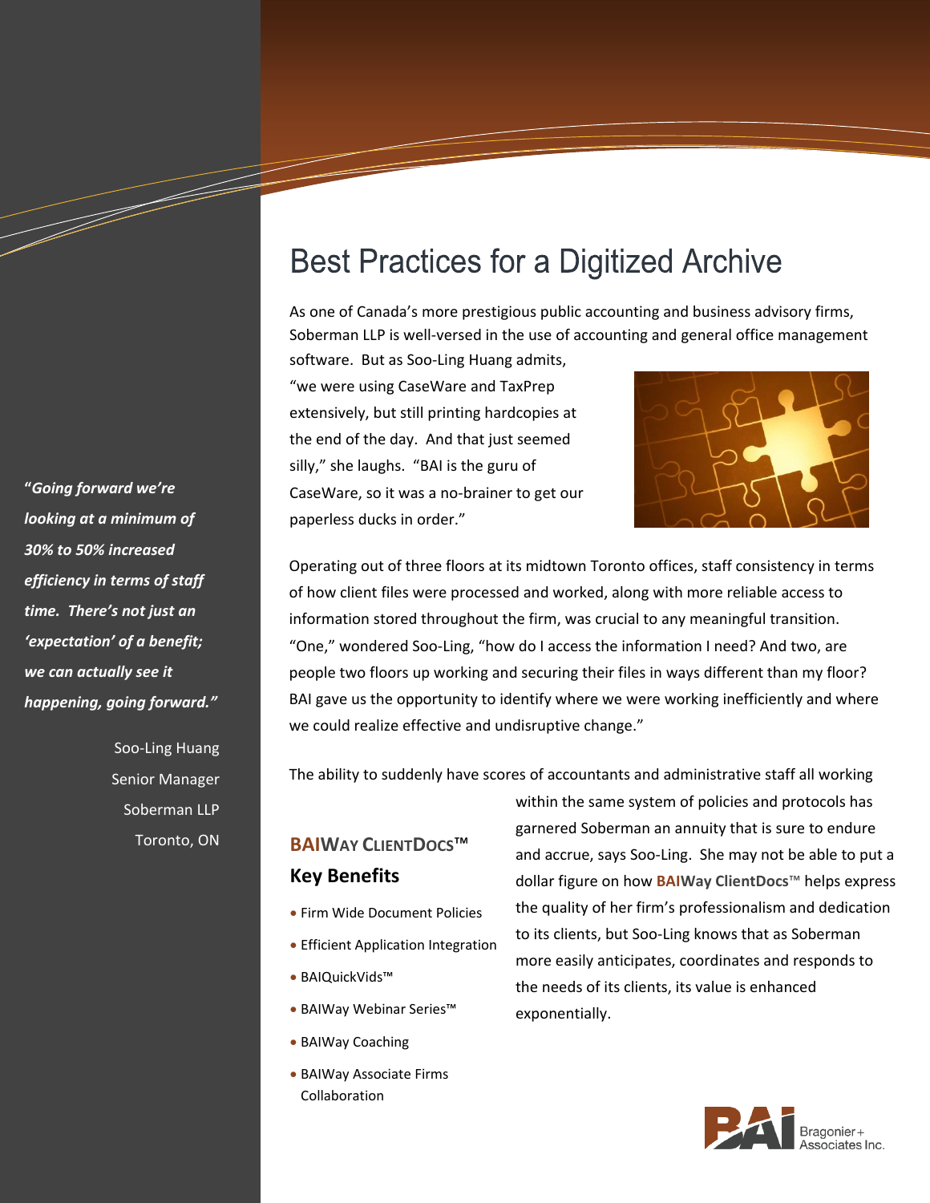# Best Practices for a Digitized Archive

As one of Canada's more prestigious public accounting and business advisory firms, Soberman LLP is well-versed in the use of accounting and general office management software. But as Soo-Ling Huang admits, "we were using CaseWare and TaxPrep extensively, but still printing hardcopies at the end of the day. And that just seemed silly," she laughs. "BAI is the guru of CaseWare, so it was a no-brainer to get our paperless ducks in order."

Operating out of three floors at its midtown Toronto offices, staff consistency in terms of how client files were processed and worked, along with more reliable access to information stored throughout the firm, was crucial to any meaningful transition. "One," wondered Soo-Ling, "how do I access the information I need? And two, are people two floors up working and securing their files in ways different than my floor? BAI gave us the opportunity to identify where we were working inefficiently and where we could realize effective and undisruptive change."

The ability to suddenly have scores of accountants and administrative staff all working within the same system of policies and protocols has garnered Soberman an annuity that is sure to endure and accrue, says Soo-Ling. She may not be able to put a dollar figure on how **BAIWay ClientDocs**™ helps express the quality of her firm's professionalism and dedication to its clients, but Soo-Ling knows that as Soberman more easily anticipates, coordinates and responds to the needs of its clients, its value is enhanced exponentially.

> **"*Going forward we're looking at a minimum of 30% to 50% increased efficiency in terms of staff time. There's not just an 'expectation' of a benefit; we can actually see it happening, going forward."***
>
> Soo-Ling Huang
> Senior Manager
> Soberman LLP
> Toronto, ON

### BAIWay ClientDocs™

### Key Benefits

- Firm Wide Document Policies
- Efficient Application Integration
- BAIQuickVids™
- BAIWay Webinar Series™
- BAIWay Coaching
- BAIWay Associate Firms Collaboration

BAI Bragonier + Associates Inc.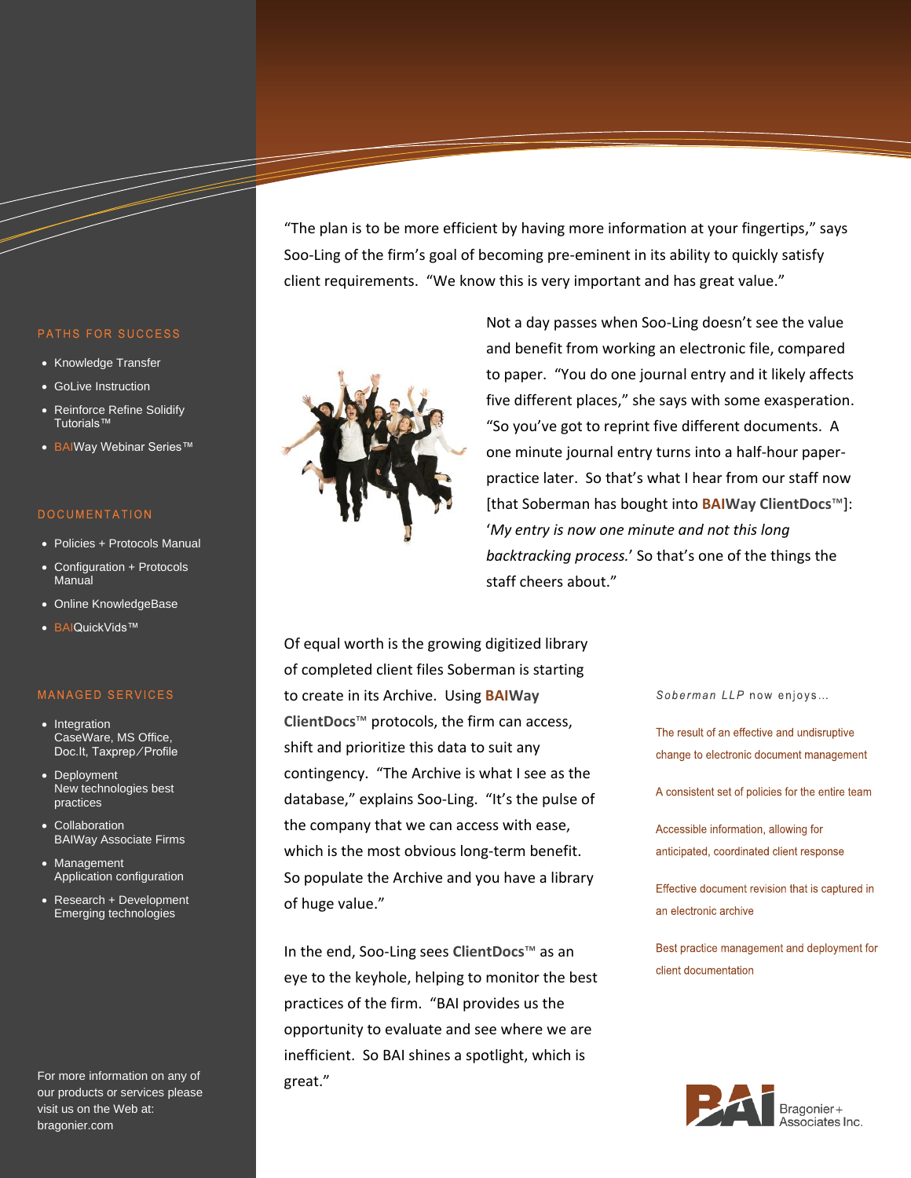"The plan is to be more efficient by having more information at your fingertips," says Soo-Ling of the firm's goal of becoming pre-eminent in its ability to quickly satisfy client requirements. "We know this is very important and has great value."

Not a day passes when Soo-Ling doesn't see the value and benefit from working an electronic file, compared to paper. "You do one journal entry and it likely affects five different places," she says with some exasperation. "So you've got to reprint five different documents. A one minute journal entry turns into a half-hour paper-practice later. So that's what I hear from our staff now [that Soberman has bought into **BAIWay ClientDocs**™]: '*My entry is now one minute and not this long backtracking process.*' So that's one of the things the staff cheers about."

Of equal worth is the growing digitized library of completed client files Soberman is starting to create in its Archive. Using **BAIWay ClientDocs**™ protocols, the firm can access, shift and prioritize this data to suit any contingency. "The Archive is what I see as the database," explains Soo-Ling. "It's the pulse of the company that we can access with ease, which is the most obvious long-term benefit. So populate the Archive and you have a library of huge value."

In the end, Soo-Ling sees **ClientDocs**™ as an eye to the keyhole, helping to monitor the best practices of the firm. "BAI provides us the opportunity to evaluate and see where we are inefficient. So BAI shines a spotlight, which is great."

*Soberman LLP* now enjoys…

- The result of an effective and undisruptive change to electronic document management
- A consistent set of policies for the entire team
- Accessible information, allowing for anticipated, coordinated client response
- Effective document revision that is captured in an electronic archive
- Best practice management and deployment for client documentation

## PATHS FOR SUCCESS

- Knowledge Transfer
- GoLive Instruction
- Reinforce Refine Solidify Tutorials™
- BAIWay Webinar Series™

## DOCUMENTATION

- Policies + Protocols Manual
- Configuration + Protocols Manual
- Online KnowledgeBase
- BAIQuickVids™

## MANAGED SERVICES

- Integration
  CaseWare, MS Office, Doc.It, Taxprep/Profile
- Deployment
  New technologies best practices
- Collaboration
  BAIWay Associate Firms
- Management
  Application configuration
- Research + Development
  Emerging technologies

For more information on any of our products or services please visit us on the Web at: bragonier.com

BAI Bragonier + Associates Inc.